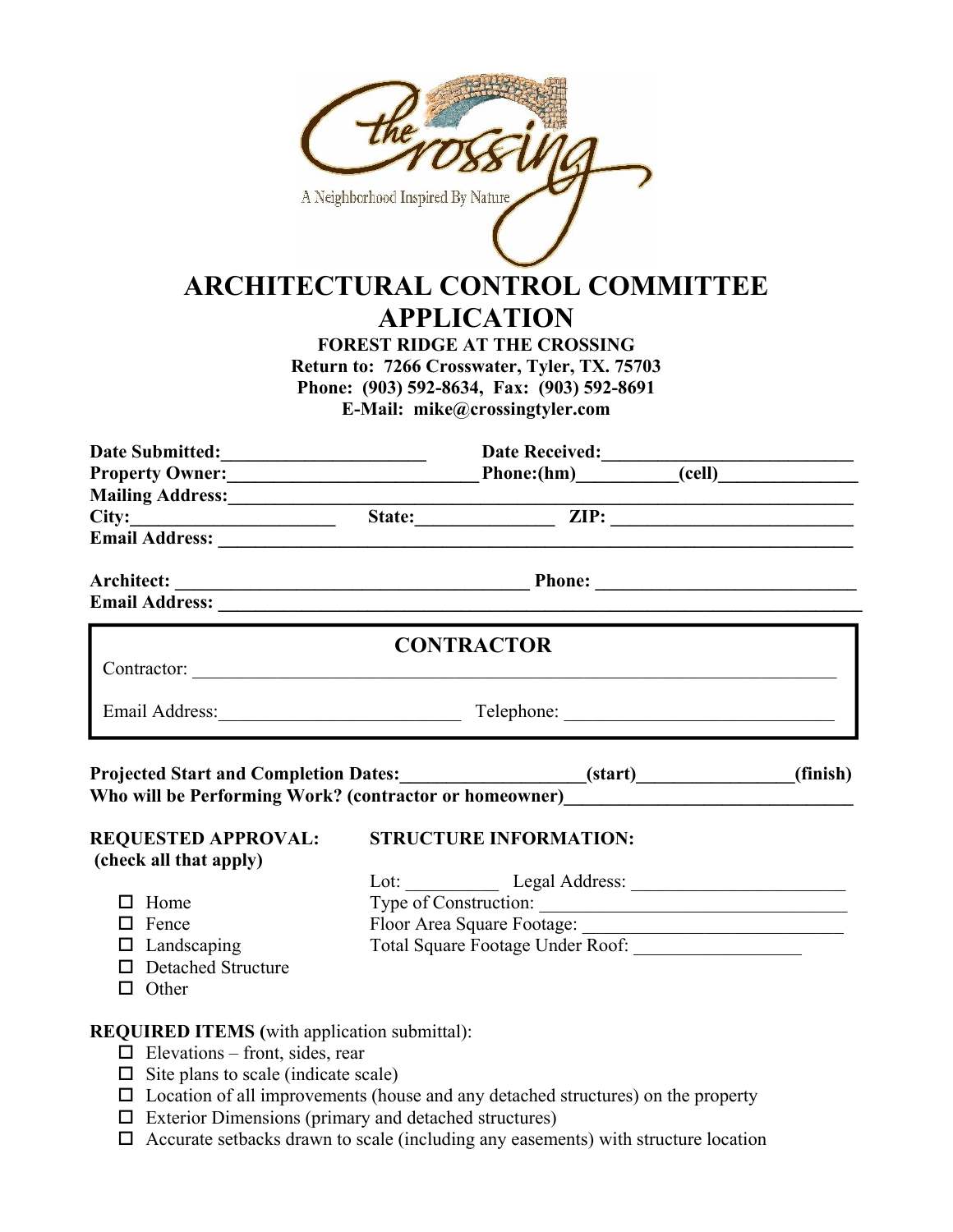the Crossing

A Neighborhood Inspired By Nature

# ARCHITECTURAL CONTROL COMMITTEE APPLICATION

**FOREST RIDGE AT THE CROSSING**
**Return to: 7266 Crosswater, Tyler, TX. 75703**
**Phone: (903) 592-8634, Fax: (903) 592-8691**
**E-Mail: mike@crossingtyler.com**

**Date Submitted:**______________________ **Date Received:**__________________________
**Property Owner:**__________________________ **Phone:(hm)**__________**(cell)**_______________
**Mailing Address:**_____________________________________________________________________
**City:**______________________ **State:**_______________ **ZIP:** __________________________
**Email Address:** ______________________________________________________________________

**Architect:** ______________________________________ **Phone:** ____________________________
**Email Address:** ______________________________________________________________________

## CONTRACTOR

Contractor: ____________________________________________________________________________

Email Address:__________________________ Telephone: _____________________________

**Projected Start and Completion Dates:**___________________**(start)**________________**(finish)**
**Who will be Performing Work? (contractor or homeowner)**____________________________

**REQUESTED APPROVAL:**
**(check all that apply)**

- ☐ Home
- ☐ Fence
- ☐ Landscaping
- ☐ Detached Structure
- ☐ Other

**STRUCTURE INFORMATION:**

Lot: __________ Legal Address: _______________________
Type of Construction: _______________________________
Floor Area Square Footage: ___________________________
Total Square Footage Under Roof: _________________

**REQUIRED ITEMS (**with application submittal):

- ☐ Elevations – front, sides, rear
- ☐ Site plans to scale (indicate scale)
- ☐ Location of all improvements (house and any detached structures) on the property
- ☐ Exterior Dimensions (primary and detached structures)
- ☐ Accurate setbacks drawn to scale (including any easements) with structure location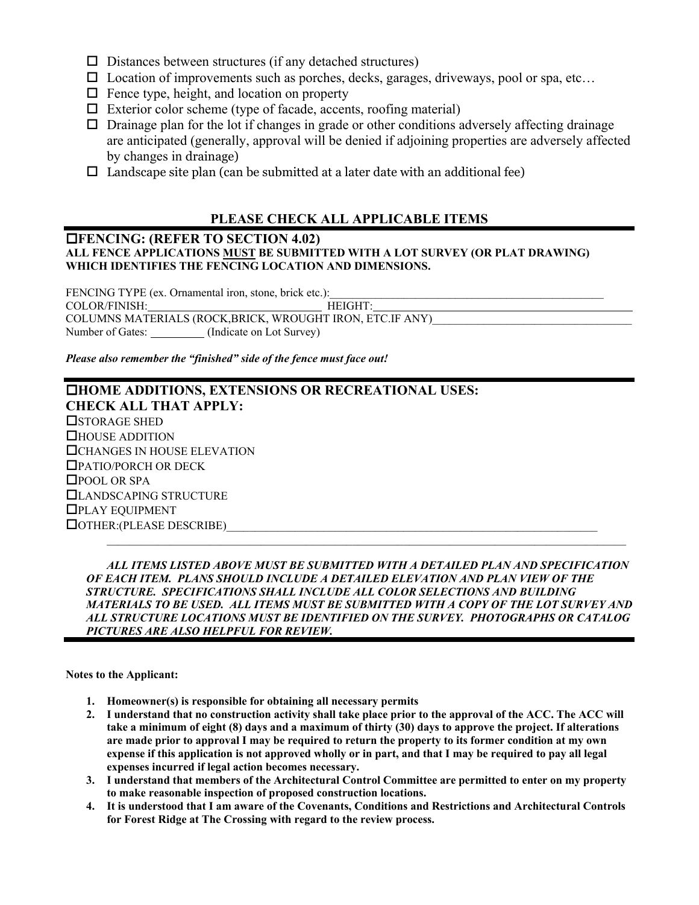- ☐ Distances between structures (if any detached structures)
- ☐ Location of improvements such as porches, decks, garages, driveways, pool or spa, etc…
- ☐ Fence type, height, and location on property
- ☐ Exterior color scheme (type of facade, accents, roofing material)
- ☐ Drainage plan for the lot if changes in grade or other conditions adversely affecting drainage are anticipated (generally, approval will be denied if adjoining properties are adversely affected by changes in drainage)
- ☐ Landscape site plan (can be submitted at a later date with an additional fee)

## PLEASE CHECK ALL APPLICABLE ITEMS

### ☐FENCING: (REFER TO SECTION 4.02)

**ALL FENCE APPLICATIONS MUST BE SUBMITTED WITH A LOT SURVEY (OR PLAT DRAWING) WHICH IDENTIFIES THE FENCING LOCATION AND DIMENSIONS.**

FENCING TYPE (ex. Ornamental iron, stone, brick etc.):\_\_\_\_\_\_\_\_\_\_\_\_\_\_\_\_\_\_\_\_\_\_\_\_\_\_\_\_\_\_\_\_\_\_\_\_\_\_\_\_

COLOR/FINISH:\_\_\_\_\_\_\_\_\_\_\_\_\_\_\_\_\_\_\_\_\_\_\_\_ HEIGHT:\_\_\_\_\_\_\_\_\_\_\_\_\_\_\_\_\_\_\_\_\_\_\_\_\_\_\_\_\_\_\_\_

COLUMNS MATERIALS (ROCK,BRICK, WROUGHT IRON, ETC.IF ANY)\_\_\_\_\_\_\_\_\_\_\_\_\_\_\_\_\_\_\_\_\_\_\_\_\_\_\_\_

Number of Gates: \_\_\_\_\_\_\_\_ (Indicate on Lot Survey)

***Please also remember the "finished" side of the fence must face out!***

### ☐HOME ADDITIONS, EXTENSIONS OR RECREATIONAL USES:

### CHECK ALL THAT APPLY:

☐STORAGE SHED
☐HOUSE ADDITION
☐CHANGES IN HOUSE ELEVATION
☐PATIO/PORCH OR DECK
☐POOL OR SPA
☐LANDSCAPING STRUCTURE
☐PLAY EQUIPMENT
☐OTHER:(PLEASE DESCRIBE)\_\_\_\_\_\_\_\_\_\_\_\_\_\_\_\_\_\_\_\_\_\_\_\_\_\_\_\_\_\_\_\_\_\_\_\_\_\_\_\_\_\_\_\_\_\_\_\_\_\_\_\_

\_\_\_\_\_\_\_\_\_\_\_\_\_\_\_\_\_\_\_\_\_\_\_\_\_\_\_\_\_\_\_\_\_\_\_\_\_\_\_\_\_\_\_\_\_\_\_\_\_\_\_\_\_\_\_\_\_\_\_\_\_\_\_\_\_\_\_\_\_\_\_\_\_\_

***ALL ITEMS LISTED ABOVE MUST BE SUBMITTED WITH A DETAILED PLAN AND SPECIFICATION OF EACH ITEM. PLANS SHOULD INCLUDE A DETAILED ELEVATION AND PLAN VIEW OF THE STRUCTURE. SPECIFICATIONS SHALL INCLUDE ALL COLOR SELECTIONS AND BUILDING MATERIALS TO BE USED. ALL ITEMS MUST BE SUBMITTED WITH A COPY OF THE LOT SURVEY AND ALL STRUCTURE LOCATIONS MUST BE IDENTIFIED ON THE SURVEY. PHOTOGRAPHS OR CATALOG PICTURES ARE ALSO HELPFUL FOR REVIEW.***

**Notes to the Applicant:**

1. **Homeowner(s) is responsible for obtaining all necessary permits**
2. **I understand that no construction activity shall take place prior to the approval of the ACC. The ACC will take a minimum of eight (8) days and a maximum of thirty (30) days to approve the project. If alterations are made prior to approval I may be required to return the property to its former condition at my own expense if this application is not approved wholly or in part, and that I may be required to pay all legal expenses incurred if legal action becomes necessary.**
3. **I understand that members of the Architectural Control Committee are permitted to enter on my property to make reasonable inspection of proposed construction locations.**
4. **It is understood that I am aware of the Covenants, Conditions and Restrictions and Architectural Controls for Forest Ridge at The Crossing with regard to the review process.**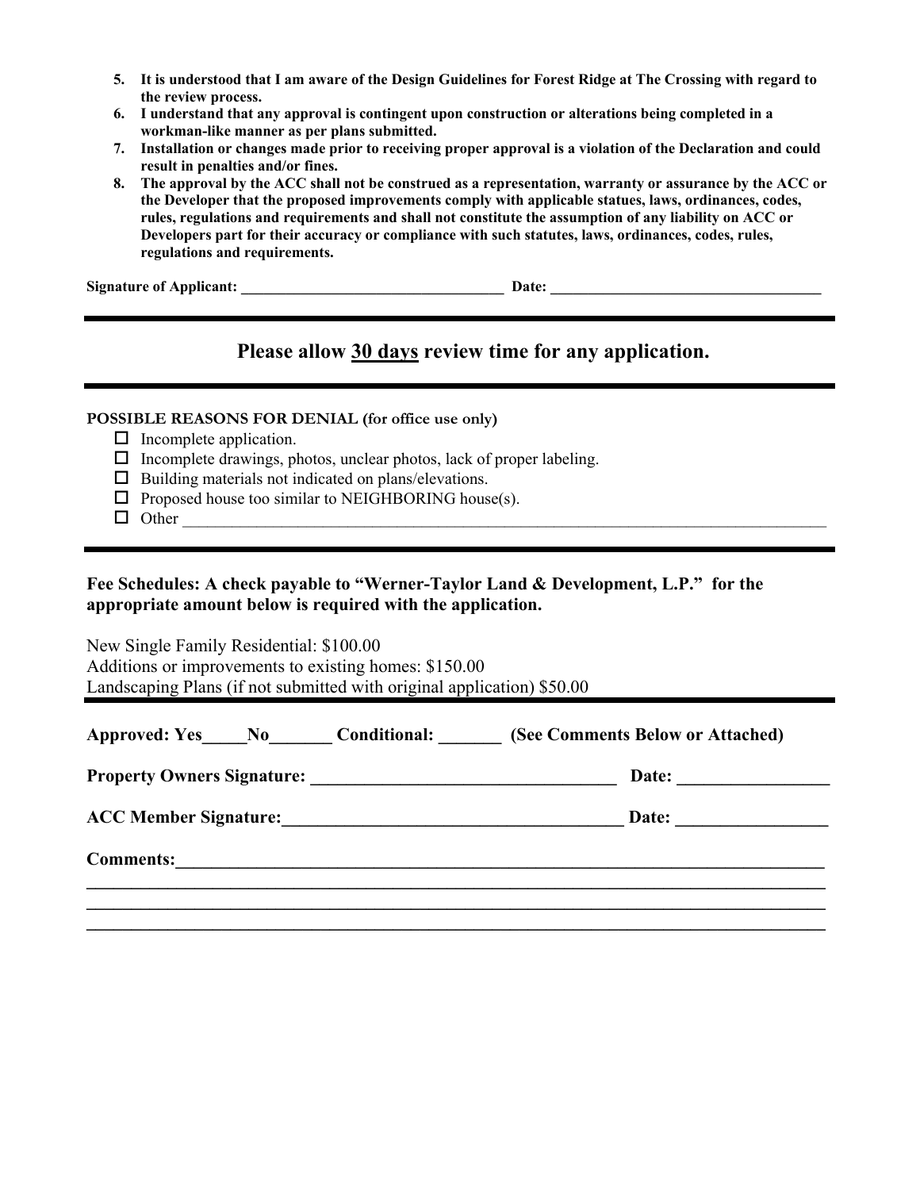5. **It is understood that I am aware of the Design Guidelines for Forest Ridge at The Crossing with regard to the review process.**
6. **I understand that any approval is contingent upon construction or alterations being completed in a workman-like manner as per plans submitted.**
7. **Installation or changes made prior to receiving proper approval is a violation of the Declaration and could result in penalties and/or fines.**
8. **The approval by the ACC shall not be construed as a representation, warranty or assurance by the ACC or the Developer that the proposed improvements comply with applicable statues, laws, ordinances, codes, rules, regulations and requirements and shall not constitute the assumption of any liability on ACC or Developers part for their accuracy or compliance with such statutes, laws, ordinances, codes, rules, regulations and requirements.**

**Signature of Applicant: ___________________________________ Date: ____________________________________**

---

## Please allow <u>30 days</u> review time for any application.

---

**POSSIBLE REASONS FOR DENIAL (for office use only)**

- ☐ Incomplete application.
- ☐ Incomplete drawings, photos, unclear photos, lack of proper labeling.
- ☐ Building materials not indicated on plans/elevations.
- ☐ Proposed house too similar to NEIGHBORING house(s).
- ☐ Other ______________________________________________________________________________

---

**Fee Schedules: A check payable to "Werner-Taylor Land & Development, L.P." for the appropriate amount below is required with the application.**

New Single Family Residential: $100.00
Additions or improvements to existing homes: $150.00
Landscaping Plans (if not submitted with original application) $50.00

---

**Approved: Yes_____No_______ Conditional: _______ (See Comments Below or Attached)**

**Property Owners Signature: __________________________________ Date: _________________**

**ACC Member Signature:_______________________________________ Date: _________________**

**Comments:___________________________________________________________________________**

**_____________________________________________________________________________________**

**_____________________________________________________________________________________**

**_____________________________________________________________________________________**